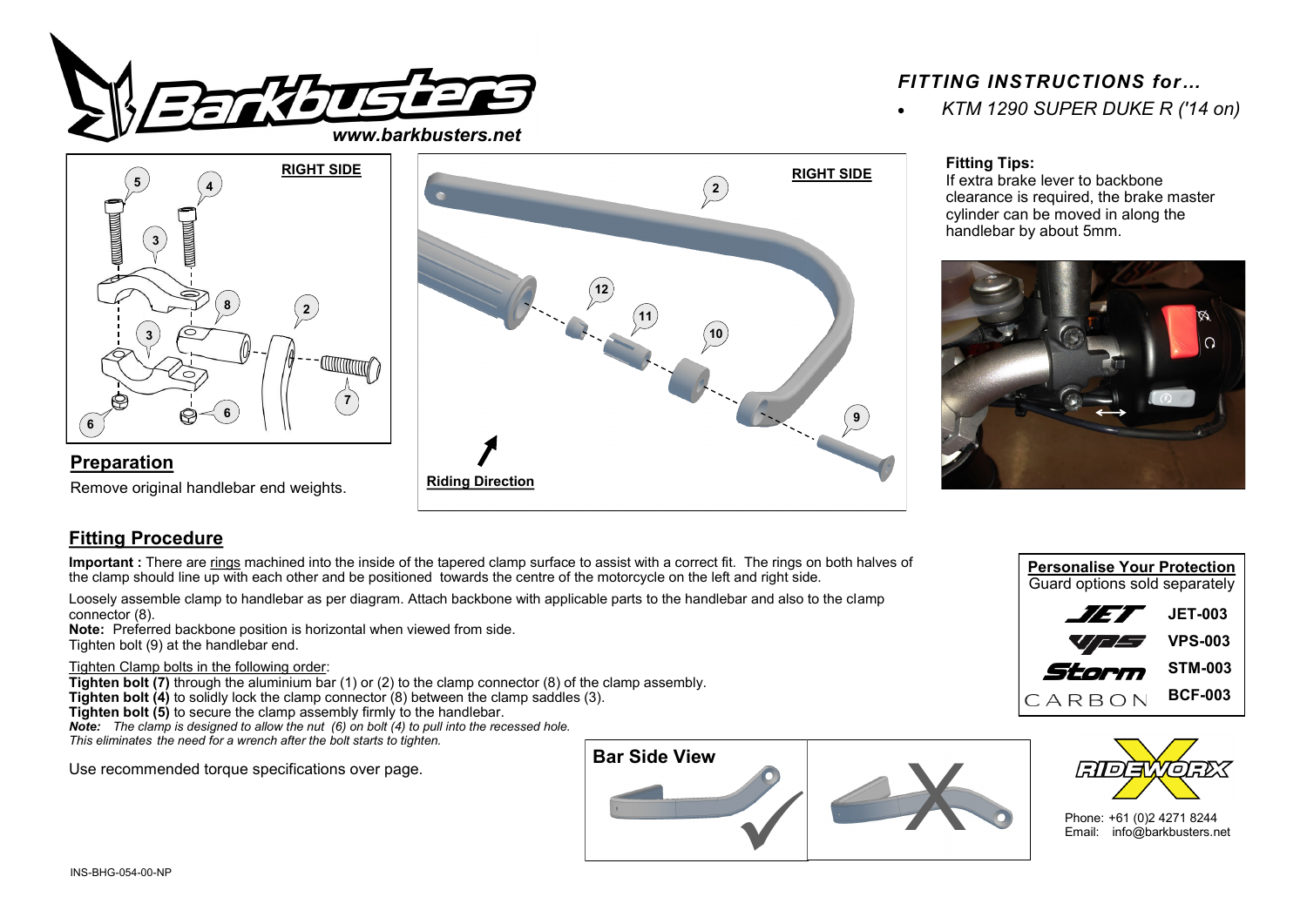# Barkbusters

www.barkbusters.net

## *FITTING INSTRUCTIONS for…*

- *KTM 1290 SUPER DUKE R ('14 on)*

**Fitting Tips:**
If extra brake lever to backbone clearance is required, the brake master cylinder can be moved in along the handlebar by about 5mm.

## Preparation

Remove original handlebar end weights.

## Fitting Procedure

**Important :** There are rings machined into the inside of the tapered clamp surface to assist with a correct fit. The rings on both halves of the clamp should line up with each other and be positioned towards the centre of the motorcycle on the left and right side.

Loosely assemble clamp to handlebar as per diagram. Attach backbone with applicable parts to the handlebar and also to the clamp connector (8).
**Note:** Preferred backbone position is horizontal when viewed from side.
Tighten bolt (9) at the handlebar end.

Tighten Clamp bolts in the following order:
**Tighten bolt (7)** through the aluminium bar (1) or (2) to the clamp connector (8) of the clamp assembly.
**Tighten bolt (4)** to solidly lock the clamp connector (8) between the clamp saddles (3).
**Tighten bolt (5)** to secure the clamp assembly firmly to the handlebar.
***Note:*** *The clamp is designed to allow the nut (6) on bolt (4) to pull into the recessed hole. This eliminates the need for a wrench after the bolt starts to tighten.*

Use recommended torque specifications over page.

**Bar Side View**

| Personalise Your Protection | |
|---|---|
| Guard options sold separately | |
| JET | JET-003 |
| VPS | VPS-003 |
| Storm | STM-003 |
| CARBON | BCF-003 |

RIDEWORX
Phone: +61 (0)2 4271 8244
Email: info@barkbusters.net

INS-BHG-054-00-NP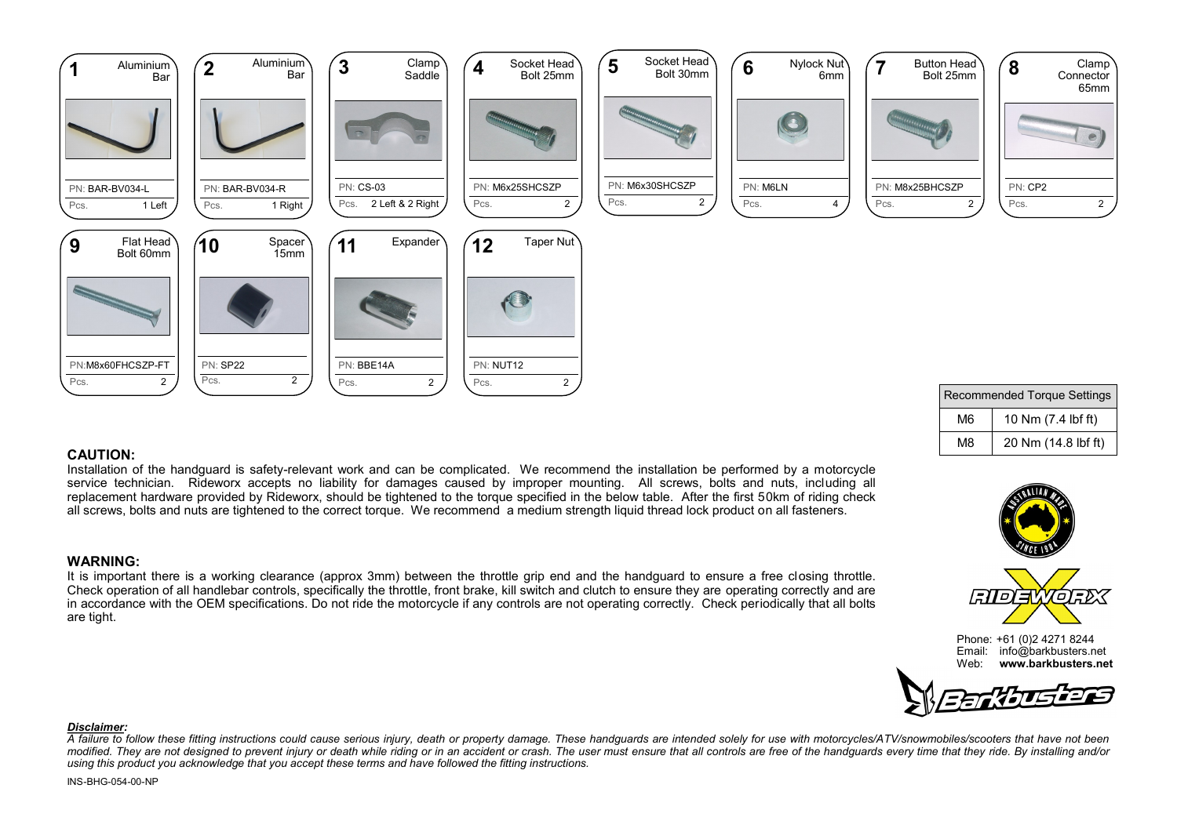| # | Part | PN | Pcs. |
|---|---|---|---|
| 1 | Aluminium Bar | BAR-BV034-L | 1 Left |
| 2 | Aluminium Bar | BAR-BV034-R | 1 Right |
| 3 | Clamp Saddle | CS-03 | 2 Left & 2 Right |
| 4 | Socket Head Bolt 25mm | M6x25SHCSZP | 2 |
| 5 | Socket Head Bolt 30mm | M6x30SHCSZP | 2 |
| 6 | Nylock Nut 6mm | M6LN | 4 |
| 7 | Button Head Bolt 25mm | M8x25BHCSZP | 2 |
| 8 | Clamp Connector 65mm | CP2 | 2 |
| 9 | Flat Head Bolt 60mm | M8x60FHCSZP-FT | 2 |
| 10 | Spacer 15mm | SP22 | 2 |
| 11 | Expander | BBE14A | 2 |
| 12 | Taper Nut | NUT12 | 2 |

**CAUTION:**
Installation of the handguard is safety-relevant work and can be complicated. We recommend the installation be performed by a motorcycle service technician. Rideworx accepts no liability for damages caused by improper mounting. All screws, bolts and nuts, including all replacement hardware provided by Rideworx, should be tightened to the torque specified in the below table. After the first 50km of riding check all screws, bolts and nuts are tightened to the correct torque. We recommend a medium strength liquid thread lock product on all fasteners.

| Recommended Torque Settings | |
|---|---|
| M6 | 10 Nm (7.4 lbf ft) |
| M8 | 20 Nm (14.8 lbf ft) |

**WARNING:**
It is important there is a working clearance (approx 3mm) between the throttle grip end and the handguard to ensure a free closing throttle. Check operation of all handlebar controls, specifically the throttle, front brake, kill switch and clutch to ensure they are operating correctly and are in accordance with the OEM specifications. Do not ride the motorcycle if any controls are not operating correctly. Check periodically that all bolts are tight.

Phone: +61 (0)2 4271 8244
Email: info@barkbusters.net
Web: **www.barkbusters.net**

***Disclaimer:***
*A failure to follow these fitting instructions could cause serious injury, death or property damage. These handguards are intended solely for use with motorcycles/ATV/snowmobiles/scooters that have not been modified. They are not designed to prevent injury or death while riding or in an accident or crash. The user must ensure that all controls are free of the handguards every time that they ride. By installing and/or using this product you acknowledge that you accept these terms and have followed the fitting instructions.*

INS-BHG-054-00-NP